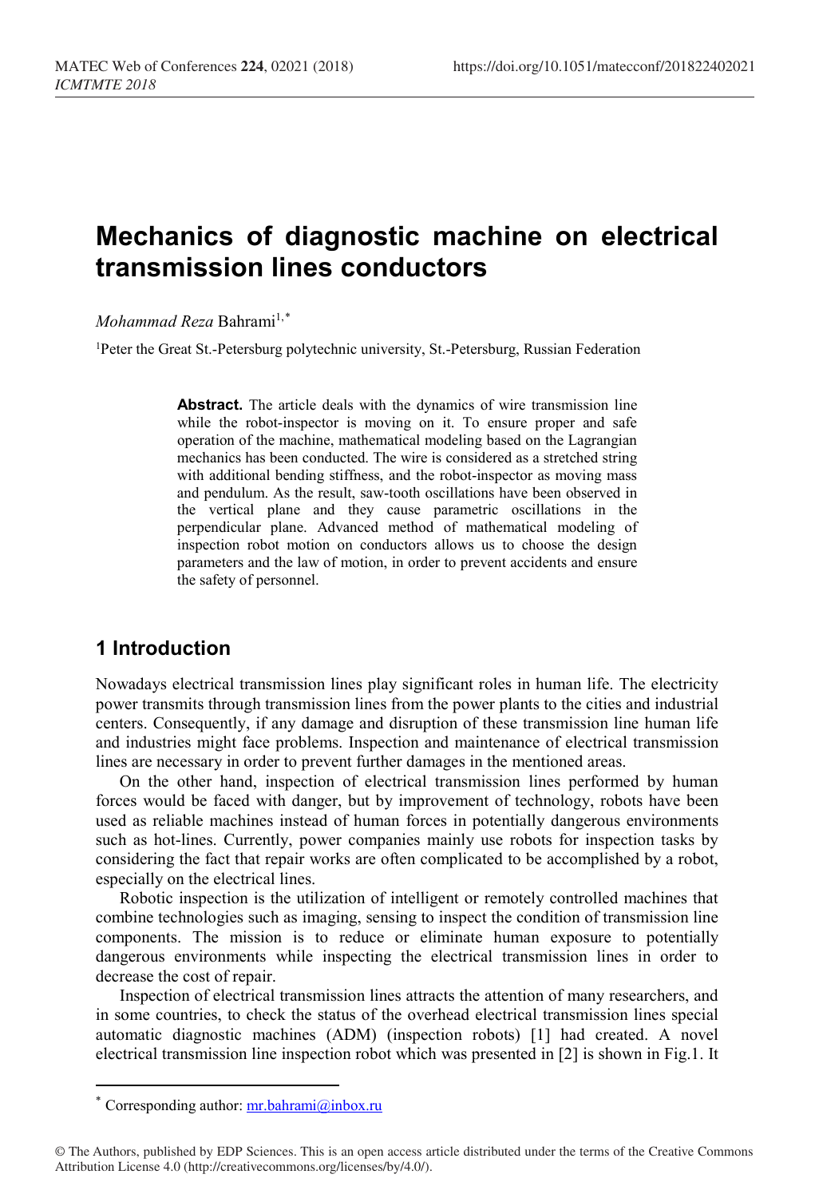# Mechanics of diagnostic machine on electrical transmission lines conductors

*Mohammad Reza* Bahrami[1,*]

[1]Peter the Great St.-Petersburg polytechnic university, St.-Petersburg, Russian Federation

**Abstract.** The article deals with the dynamics of wire transmission line while the robot-inspector is moving on it. To ensure proper and safe operation of the machine, mathematical modeling based on the Lagrangian mechanics has been conducted. The wire is considered as a stretched string with additional bending stiffness, and the robot-inspector as moving mass and pendulum. As the result, saw-tooth oscillations have been observed in the vertical plane and they cause parametric oscillations in the perpendicular plane. Advanced method of mathematical modeling of inspection robot motion on conductors allows us to choose the design parameters and the law of motion, in order to prevent accidents and ensure the safety of personnel.

## 1 Introduction

Nowadays electrical transmission lines play significant roles in human life. The electricity power transmits through transmission lines from the power plants to the cities and industrial centers. Consequently, if any damage and disruption of these transmission line human life and industries might face problems. Inspection and maintenance of electrical transmission lines are necessary in order to prevent further damages in the mentioned areas.

On the other hand, inspection of electrical transmission lines performed by human forces would be faced with danger, but by improvement of technology, robots have been used as reliable machines instead of human forces in potentially dangerous environments such as hot-lines. Currently, power companies mainly use robots for inspection tasks by considering the fact that repair works are often complicated to be accomplished by a robot, especially on the electrical lines.

Robotic inspection is the utilization of intelligent or remotely controlled machines that combine technologies such as imaging, sensing to inspect the condition of transmission line components. The mission is to reduce or eliminate human exposure to potentially dangerous environments while inspecting the electrical transmission lines in order to decrease the cost of repair.

Inspection of electrical transmission lines attracts the attention of many researchers, and in some countries, to check the status of the overhead electrical transmission lines special automatic diagnostic machines (ADM) (inspection robots) [1] had created. A novel electrical transmission line inspection robot which was presented in [2] is shown in Fig.1. It

* Corresponding author: mr.bahrami@inbox.ru

© The Authors, published by EDP Sciences. This is an open access article distributed under the terms of the Creative Commons Attribution License 4.0 (http://creativecommons.org/licenses/by/4.0/).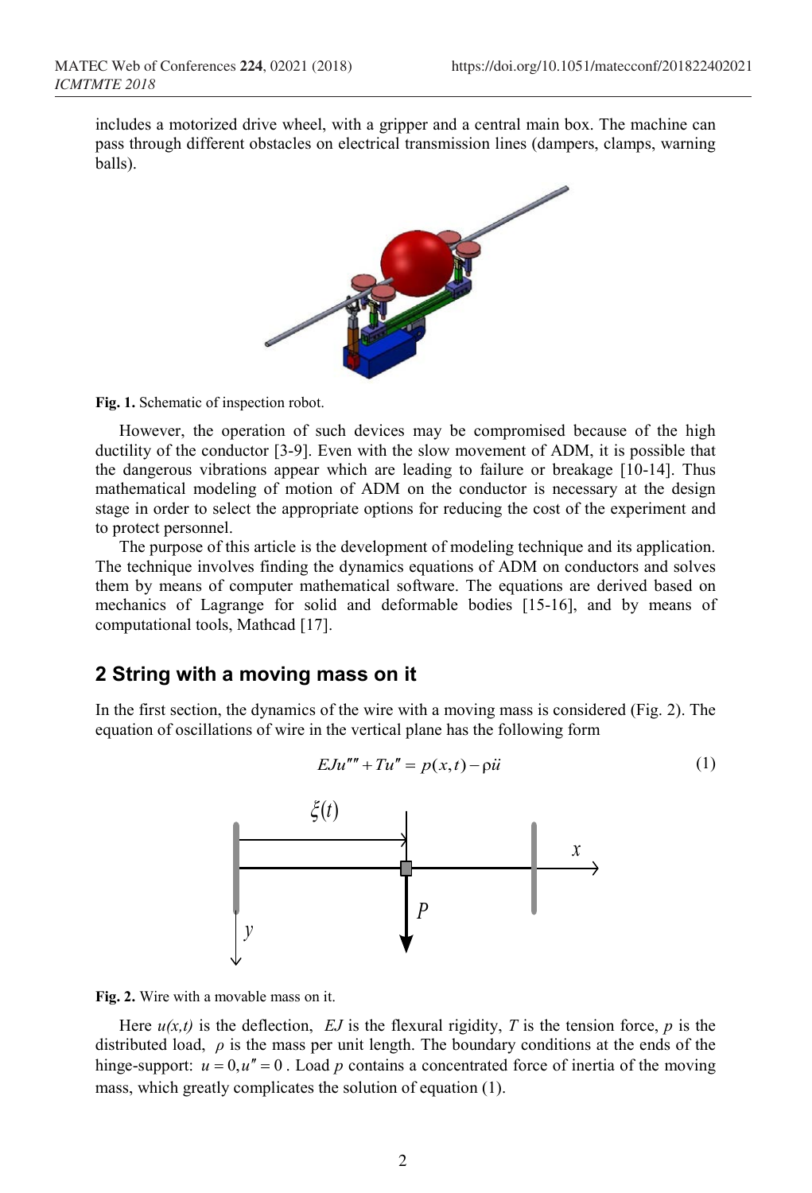includes a motorized drive wheel, with a gripper and a central main box. The machine can pass through different obstacles on electrical transmission lines (dampers, clamps, warning balls).

**Fig. 1.** Schematic of inspection robot.

However, the operation of such devices may be compromised because of the high ductility of the conductor [3-9]. Even with the slow movement of ADM, it is possible that the dangerous vibrations appear which are leading to failure or breakage [10-14]. Thus mathematical modeling of motion of ADM on the conductor is necessary at the design stage in order to select the appropriate options for reducing the cost of the experiment and to protect personnel.

The purpose of this article is the development of modeling technique and its application. The technique involves finding the dynamics equations of ADM on conductors and solves them by means of computer mathematical software. The equations are derived based on mechanics of Lagrange for solid and deformable bodies [15-16], and by means of computational tools, Mathcad [17].

## 2 String with a moving mass on it

In the first section, the dynamics of the wire with a moving mass is considered (Fig. 2). The equation of oscillations of wire in the vertical plane has the following form

$$EJu'''' + Tu'' = p(x,t) - \rho\ddot{u} \tag{1}$$

**Fig. 2.** Wire with a movable mass on it.

Here $u(x,t)$ is the deflection, $EJ$ is the flexural rigidity, $T$ is the tension force, $p$ is the distributed load, $\rho$ is the mass per unit length. The boundary conditions at the ends of the hinge-support: $u = 0, u'' = 0$. Load $p$ contains a concentrated force of inertia of the moving mass, which greatly complicates the solution of equation (1).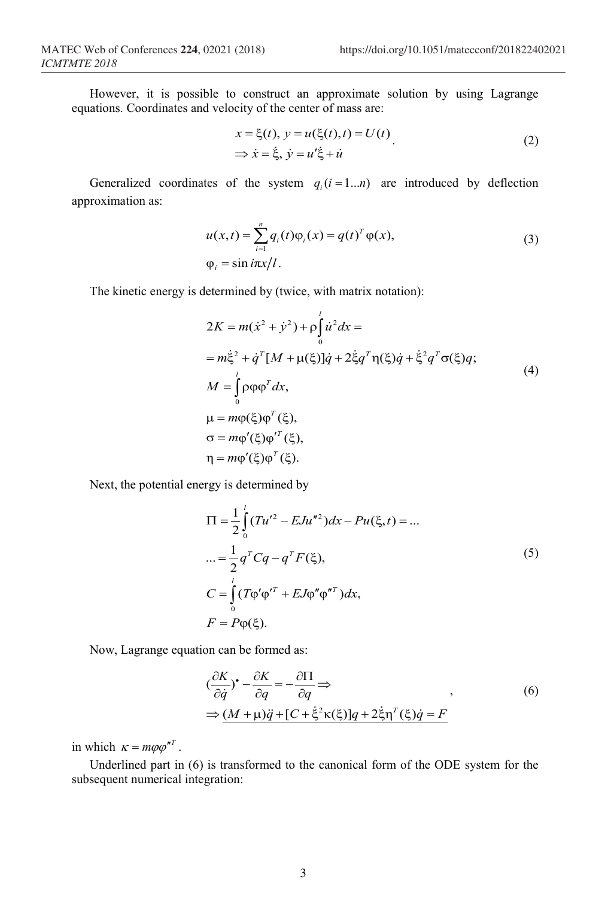However, it is possible to construct an approximate solution by using Lagrange equations. Coordinates and velocity of the center of mass are:

$$
\begin{aligned}
& x = \xi(t),\ y = u(\xi(t),t) = U(t) \\
& \Rightarrow \dot{x} = \dot{\xi},\ \dot{y} = u'\dot{\xi} + \dot{u}
\end{aligned}. \tag{2}
$$

Generalized coordinates of the system $q_i (i = 1...n)$ are introduced by deflection approximation as:

$$
\begin{aligned}
& u(x,t) = \sum_{i=1}^{n} q_i(t)\varphi_i(x) = q(t)^T \varphi(x), \\
& \varphi_i = \sin i\pi x / l.
\end{aligned} \tag{3}
$$

The kinetic energy is determined by (twice, with matrix notation):

$$
\begin{aligned}
& 2K = m(\dot{x}^2 + \dot{y}^2) + \rho \int_0^l \dot{u}^2 dx = \\
& = m\dot{\xi}^2 + \dot{q}^T [M + \mu(\xi)]\dot{q} + 2\dot{\xi} q^T \eta(\xi)\dot{q} + \dot{\xi}^2 q^T \sigma(\xi) q; \\
& M = \int_0^l \rho\varphi\varphi^T dx, \\
& \mu = m\varphi(\xi)\varphi^T(\xi), \\
& \sigma = m\varphi'(\xi)\varphi'^T(\xi), \\
& \eta = m\varphi'(\xi)\varphi^T(\xi).
\end{aligned} \tag{4}
$$

Next, the potential energy is determined by

$$
\begin{aligned}
& \Pi = \frac{1}{2}\int_0^l (Tu'^2 - EJu''^2)dx - Pu(\xi,t) = ... \\
& ... = \frac{1}{2} q^T C q - q^T F(\xi), \\
& C = \int_0^l (T\varphi'\varphi'^T + EJ\varphi''\varphi''^T)dx, \\
& F = P\varphi(\xi).
\end{aligned} \tag{5}
$$

Now, Lagrange equation can be formed as:

$$
\begin{aligned}
& \left(\frac{\partial K}{\partial \dot{q}}\right)^{\bullet} - \frac{\partial K}{\partial q} = -\frac{\partial \Pi}{\partial q} \Rightarrow \\
& \Rightarrow \underline{(M + \mu)\ddot{q} + [C + \dot{\xi}^2 \kappa(\xi)]q + 2\dot{\xi}\eta^T(\xi)\dot{q} = F}
\end{aligned}, \tag{6}
$$

in which $\kappa = m\varphi\varphi''^T$.

Underlined part in (6) is transformed to the canonical form of the ODE system for the subsequent numerical integration: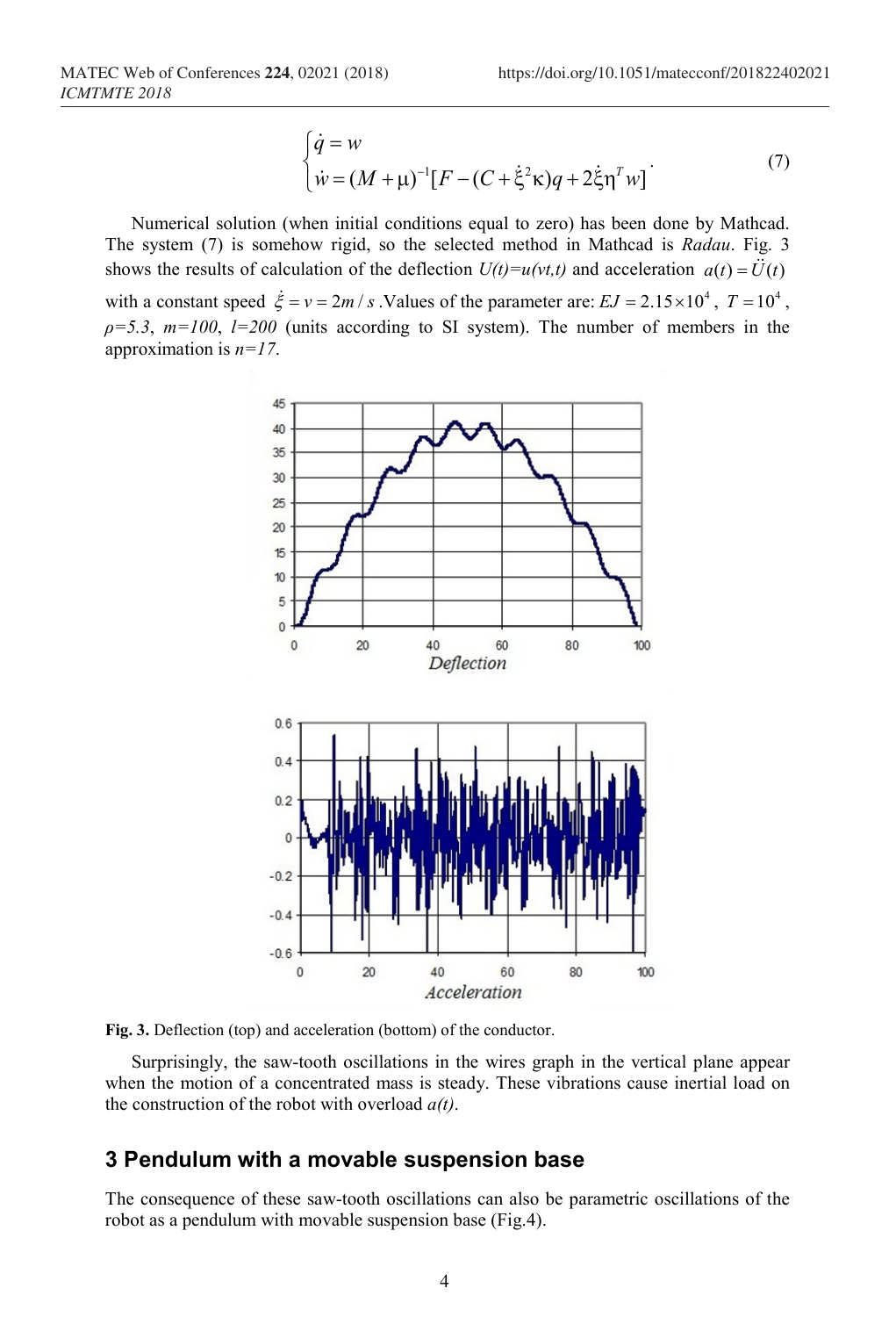$$\begin{cases} \dot{q} = w \\ \dot{w} = (M+\mu)^{-1}[F - (C + \dot{\xi}^2 \kappa)q + 2\dot{\xi}\eta^T w] \end{cases} . \tag{7}$$

Numerical solution (when initial conditions equal to zero) has been done by Mathcad. The system (7) is somehow rigid, so the selected method in Mathcad is *Radau*. Fig. 3 shows the results of calculation of the deflection $U(t)=u(vt,t)$ and acceleration $a(t) = \ddot{U}(t)$ with a constant speed $\dot{\xi} = v = 2m/s$. Values of the parameter are: $EJ = 2.15 \times 10^4$, $T = 10^4$, $\rho=5.3$, $m=100$, $l=200$ (units according to SI system). The number of members in the approximation is $n=17$.

**Fig. 3.** Deflection (top) and acceleration (bottom) of the conductor.

Surprisingly, the saw-tooth oscillations in the wires graph in the vertical plane appear when the motion of a concentrated mass is steady. These vibrations cause inertial load on the construction of the robot with overload $a(t)$.

## 3 Pendulum with a movable suspension base

The consequence of these saw-tooth oscillations can also be parametric oscillations of the robot as a pendulum with movable suspension base (Fig.4).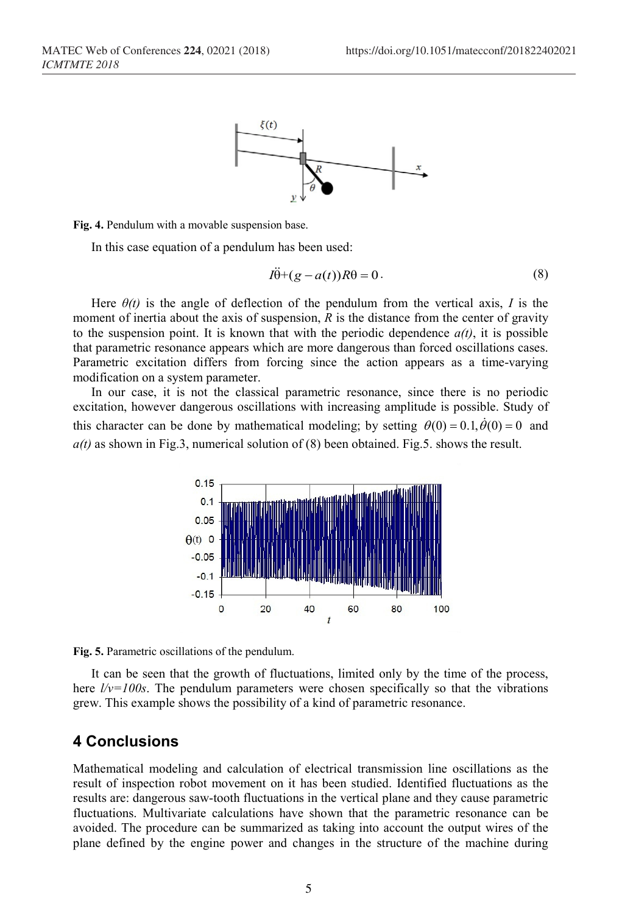Fig. 4. Pendulum with a movable suspension base.

In this case equation of a pendulum has been used:

$$I\ddot{\theta}+(g-a(t))R\theta=0. \tag{8}$$

Here $\theta(t)$ is the angle of deflection of the pendulum from the vertical axis, $I$ is the moment of inertia about the axis of suspension, $R$ is the distance from the center of gravity to the suspension point. It is known that with the periodic dependence $a(t)$, it is possible that parametric resonance appears which are more dangerous than forced oscillations cases. Parametric excitation differs from forcing since the action appears as a time-varying modification on a system parameter.

In our case, it is not the classical parametric resonance, since there is no periodic excitation, however dangerous oscillations with increasing amplitude is possible. Study of this character can be done by mathematical modeling; by setting $\theta(0)=0.1, \dot{\theta}(0)=0$ and $a(t)$ as shown in Fig.3, numerical solution of (8) been obtained. Fig.5. shows the result.

Fig. 5. Parametric oscillations of the pendulum.

It can be seen that the growth of fluctuations, limited only by the time of the process, here $l/v=100s$. The pendulum parameters were chosen specifically so that the vibrations grew. This example shows the possibility of a kind of parametric resonance.

## 4 Conclusions

Mathematical modeling and calculation of electrical transmission line oscillations as the result of inspection robot movement on it has been studied. Identified fluctuations as the results are: dangerous saw-tooth fluctuations in the vertical plane and they cause parametric fluctuations. Multivariate calculations have shown that the parametric resonance can be avoided. The procedure can be summarized as taking into account the output wires of the plane defined by the engine power and changes in the structure of the machine during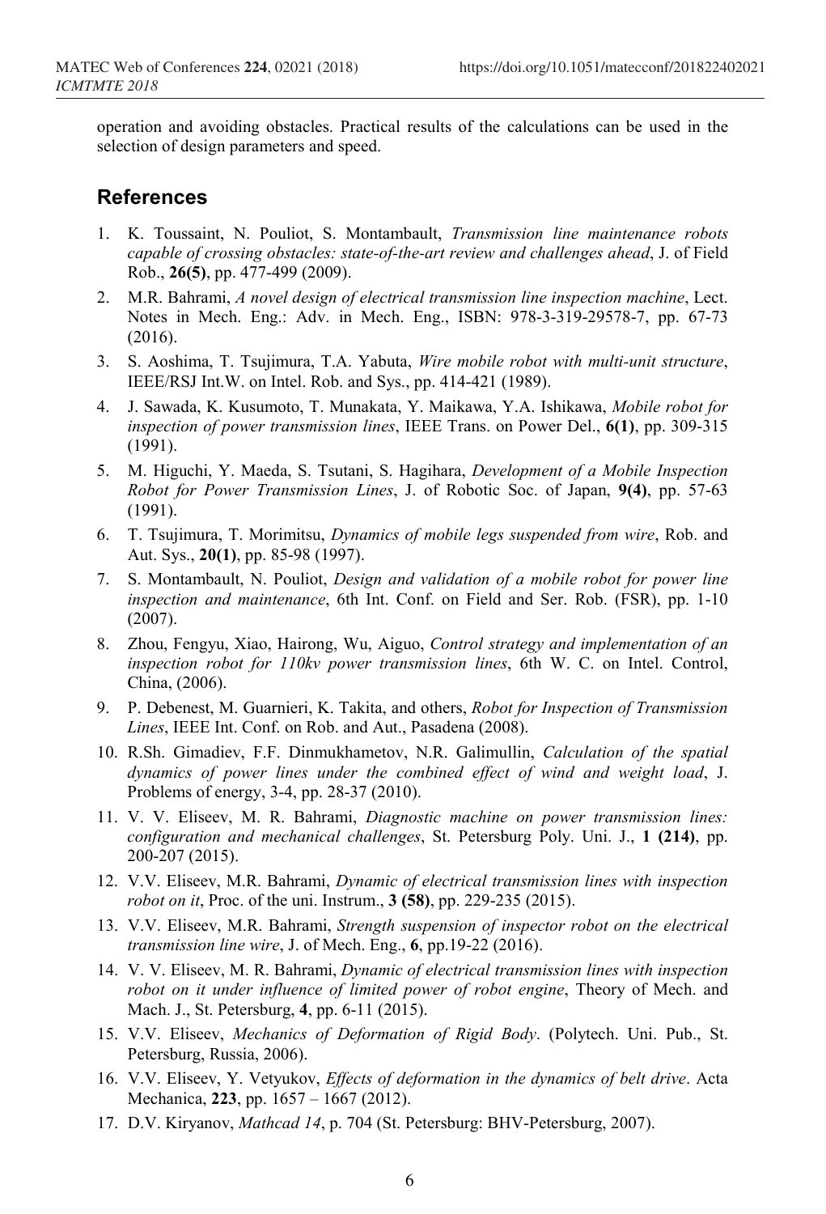operation and avoiding obstacles. Practical results of the calculations can be used in the selection of design parameters and speed.

## References

1. K. Toussaint, N. Pouliot, S. Montambault, *Transmission line maintenance robots capable of crossing obstacles: state-of-the-art review and challenges ahead*, J. of Field Rob., **26(5)**, pp. 477-499 (2009).
2. M.R. Bahrami, *A novel design of electrical transmission line inspection machine*, Lect. Notes in Mech. Eng.: Adv. in Mech. Eng., ISBN: 978-3-319-29578-7, pp. 67-73 (2016).
3. S. Aoshima, T. Tsujimura, T.A. Yabuta, *Wire mobile robot with multi-unit structure*, IEEE/RSJ Int.W. on Intel. Rob. and Sys., pp. 414-421 (1989).
4. J. Sawada, K. Kusumoto, T. Munakata, Y. Maikawa, Y.A. Ishikawa, *Mobile robot for inspection of power transmission lines*, IEEE Trans. on Power Del., **6(1)**, pp. 309-315 (1991).
5. M. Higuchi, Y. Maeda, S. Tsutani, S. Hagihara, *Development of a Mobile Inspection Robot for Power Transmission Lines*, J. of Robotic Soc. of Japan, **9(4)**, pp. 57-63 (1991).
6. T. Tsujimura, T. Morimitsu, *Dynamics of mobile legs suspended from wire*, Rob. and Aut. Sys., **20(1)**, pp. 85-98 (1997).
7. S. Montambault, N. Pouliot, *Design and validation of a mobile robot for power line inspection and maintenance*, 6th Int. Conf. on Field and Ser. Rob. (FSR), pp. 1-10 (2007).
8. Zhou, Fengyu, Xiao, Hairong, Wu, Aiguo, *Control strategy and implementation of an inspection robot for 110kv power transmission lines*, 6th W. C. on Intel. Control, China, (2006).
9. P. Debenest, M. Guarnieri, K. Takita, and others, *Robot for Inspection of Transmission Lines*, IEEE Int. Conf. on Rob. and Aut., Pasadena (2008).
10. R.Sh. Gimadiev, F.F. Dinmukhametov, N.R. Galimullin, *Calculation of the spatial dynamics of power lines under the combined effect of wind and weight load*, J. Problems of energy, 3-4, pp. 28-37 (2010).
11. V. V. Eliseev, M. R. Bahrami, *Diagnostic machine on power transmission lines: configuration and mechanical challenges*, St. Petersburg Poly. Uni. J., **1 (214)**, pp. 200-207 (2015).
12. V.V. Eliseev, M.R. Bahrami, *Dynamic of electrical transmission lines with inspection robot on it*, Proc. of the uni. Instrum., **3 (58)**, pp. 229-235 (2015).
13. V.V. Eliseev, M.R. Bahrami, *Strength suspension of inspector robot on the electrical transmission line wire*, J. of Mech. Eng., **6**, pp.19-22 (2016).
14. V. V. Eliseev, M. R. Bahrami, *Dynamic of electrical transmission lines with inspection robot on it under influence of limited power of robot engine*, Theory of Mech. and Mach. J., St. Petersburg, **4**, pp. 6-11 (2015).
15. V.V. Eliseev, *Mechanics of Deformation of Rigid Body*. (Polytech. Uni. Pub., St. Petersburg, Russia, 2006).
16. V.V. Eliseev, Y. Vetyukov, *Effects of deformation in the dynamics of belt drive*. Acta Mechanica, **223**, pp. 1657 – 1667 (2012).
17. D.V. Kiryanov, *Mathcad 14*, p. 704 (St. Petersburg: BHV-Petersburg, 2007).